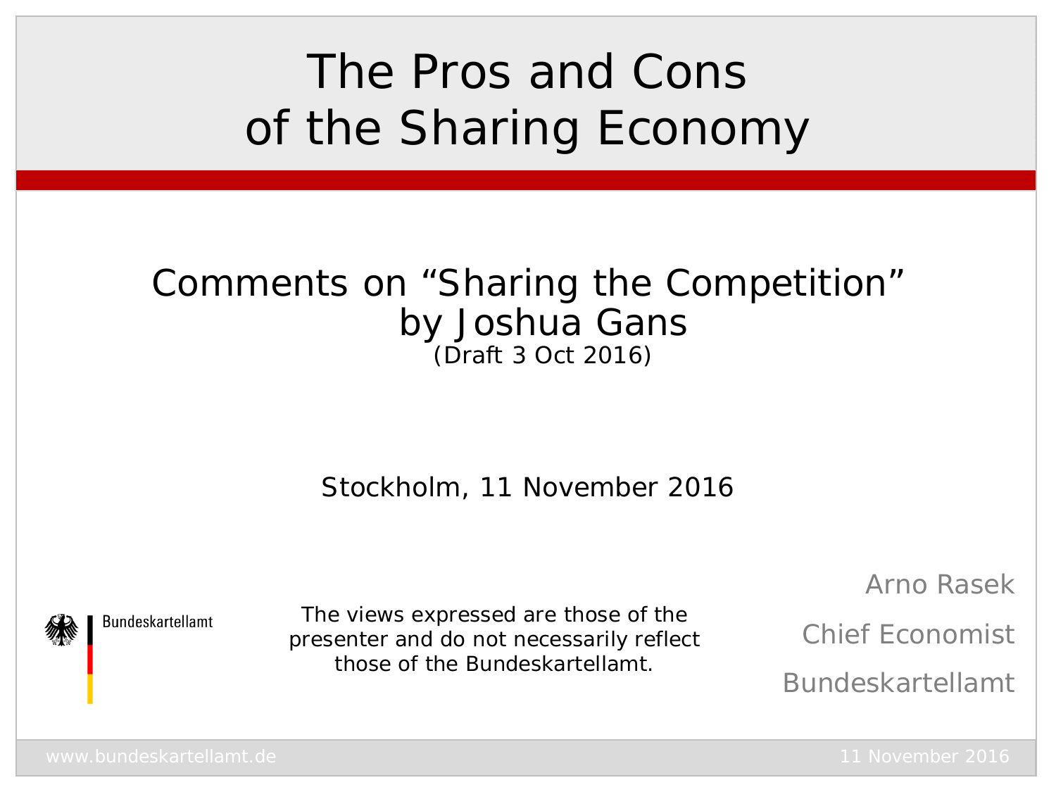# The Pros and Cons of the Sharing Economy

Comments on "Sharing the Competition" by Joshua Gans

(Draft 3 Oct 2016)

Stockholm, 11 November 2016

Bundeskartellamt

The views expressed are those of the presenter and do not necessarily reflect those of the Bundeskartellamt.

Arno Rasek

Chief Economist

Bundeskartellamt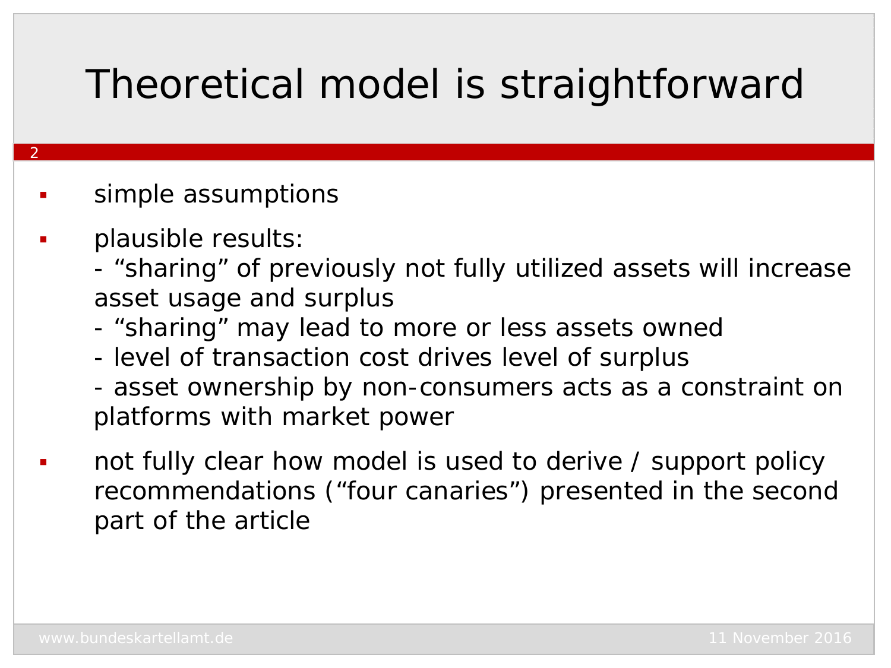# Theoretical model is straightforward

- simple assumptions
- plausible results:
  - "sharing" of previously not fully utilized assets will increase asset usage and surplus
  - "sharing" may lead to more or less assets owned
  - level of transaction cost drives level of surplus
  - asset ownership by non-consumers acts as a constraint on platforms with market power
- not fully clear how model is used to derive / support policy recommendations ("four canaries") presented in the second part of the article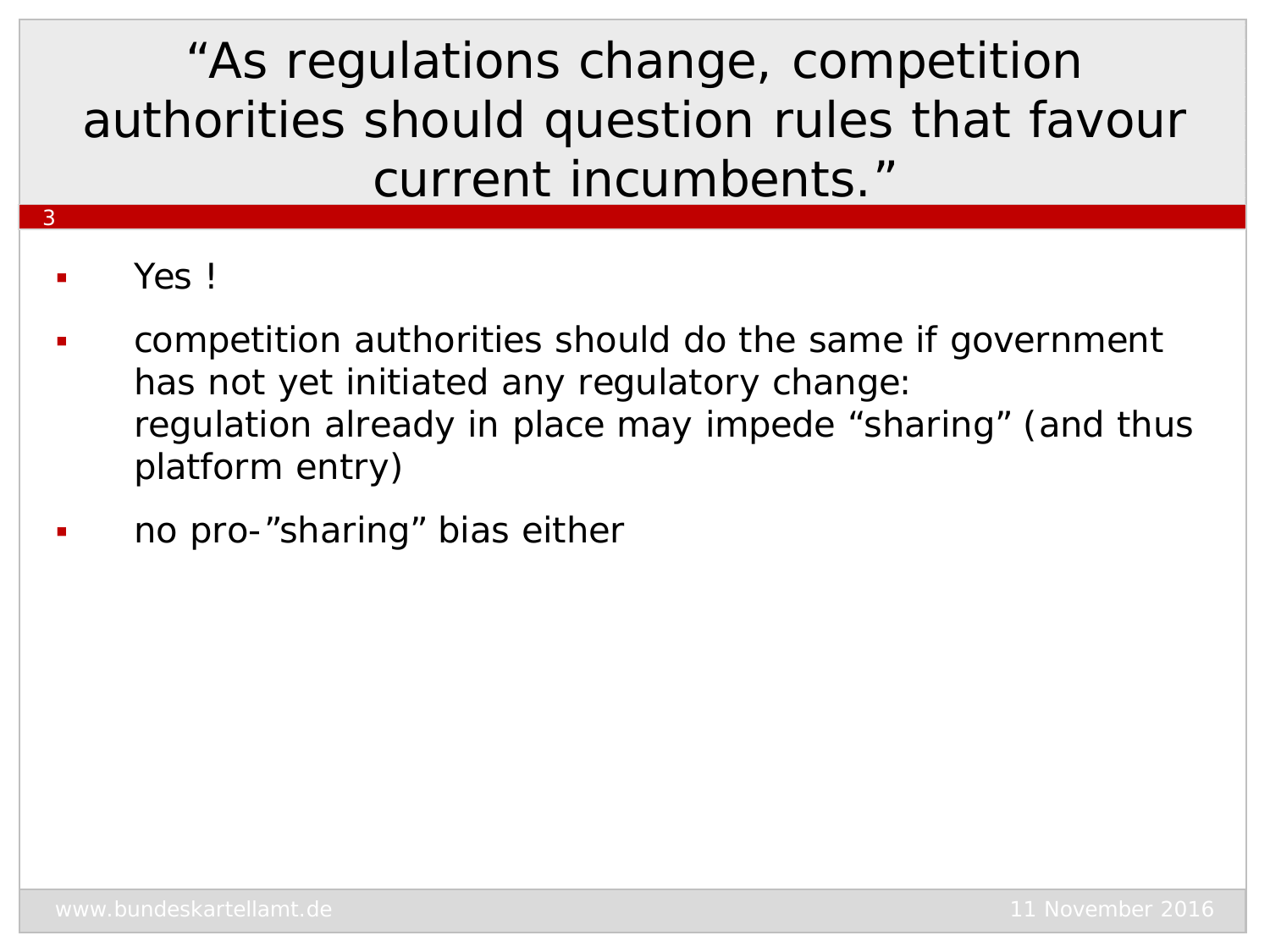# “As regulations change, competition authorities should question rules that favour current incumbents.”

- Yes !
- competition authorities should do the same if government has not yet initiated any regulatory change: regulation already in place may impede “sharing” (and thus platform entry)
- no pro-”sharing” bias either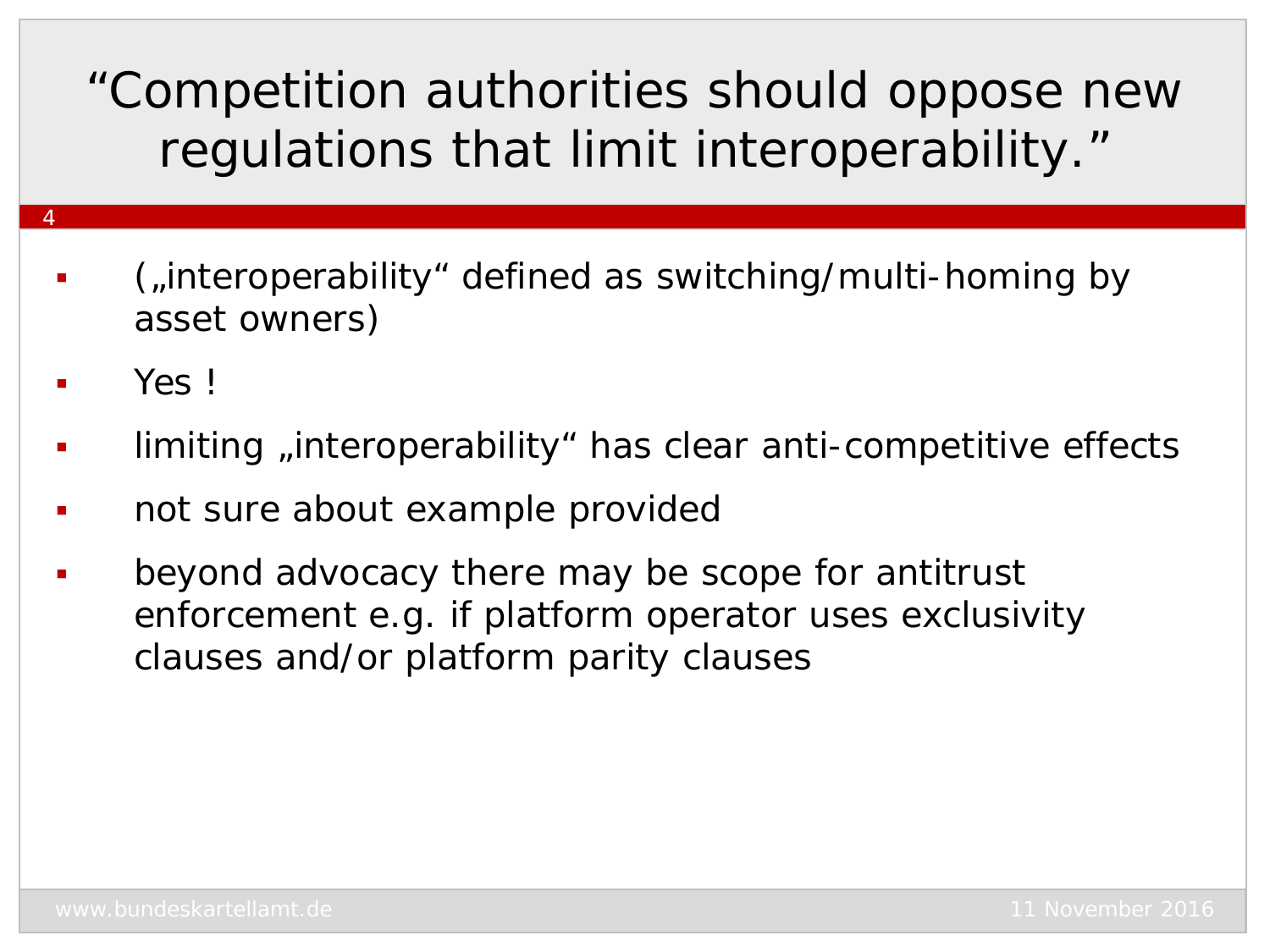# "Competition authorities should oppose new regulations that limit interoperability."

- („interoperability" defined as switching/multi-homing by asset owners)
- Yes !
- limiting „interoperability" has clear anti-competitive effects
- not sure about example provided
- beyond advocacy there may be scope for antitrust enforcement e.g. if platform operator uses exclusivity clauses and/or platform parity clauses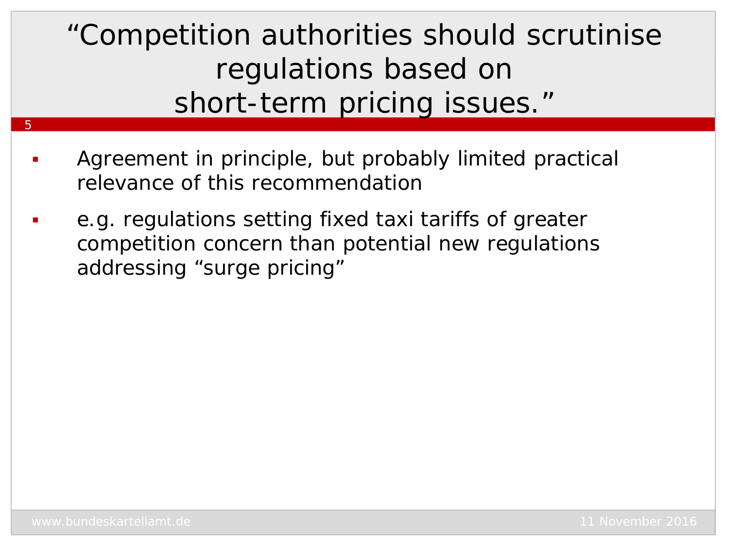# "Competition authorities should scrutinise regulations based on short-term pricing issues."

- Agreement in principle, but probably limited practical relevance of this recommendation
- e.g. regulations setting fixed taxi tariffs of greater competition concern than potential new regulations addressing "surge pricing"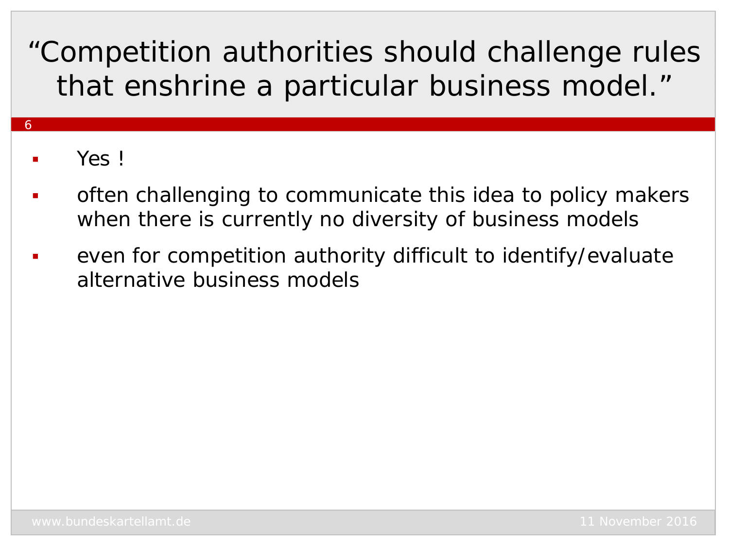# "Competition authorities should challenge rules that enshrine a particular business model."

- Yes !
- often challenging to communicate this idea to policy makers when there is currently no diversity of business models
- even for competition authority difficult to identify/evaluate alternative business models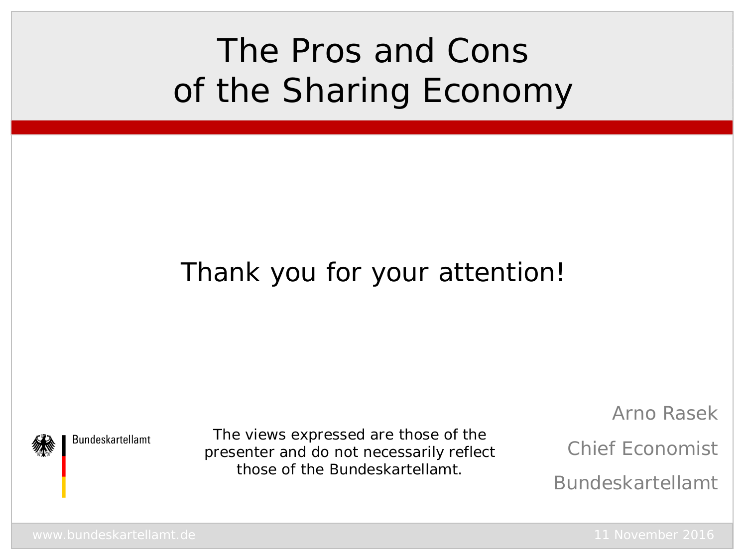# The Pros and Cons of the Sharing Economy

Thank you for your attention!

Bundeskartellamt

The views expressed are those of the presenter and do not necessarily reflect those of the Bundeskartellamt.

Arno Rasek

Chief Economist

Bundeskartellamt

www.bundeskartellamt.de

11 November 2016